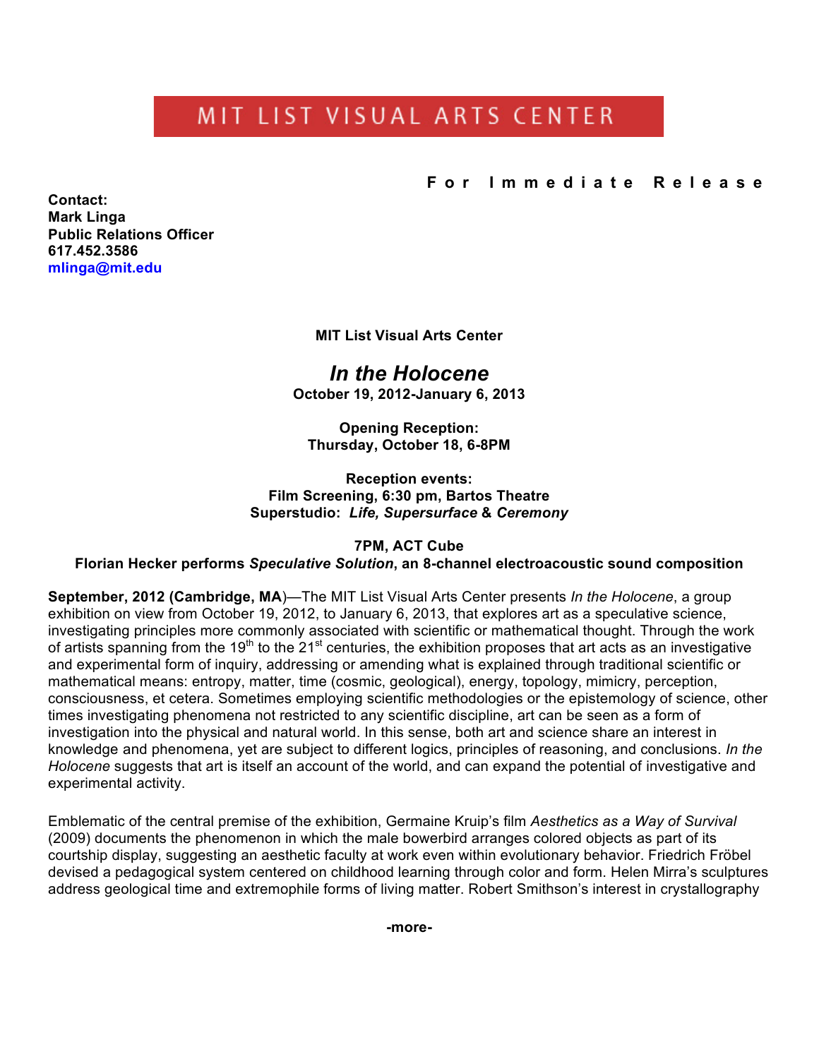# MIT LIST VISUAL ARTS CENTER

**For Immediate Release**

**Contact:**
**Mark Linga**
**Public Relations Officer**
**617.452.3586**
**mlinga@mit.edu**

**MIT List Visual Arts Center**

## *In the Holocene*

**October 19, 2012-January 6, 2013**

**Opening Reception:**
**Thursday, October 18, 6-8PM**

**Reception events:**
**Film Screening, 6:30 pm, Bartos Theatre**
**Superstudio: *Life, Supersurface* & *Ceremony***

**7PM, ACT Cube**
**Florian Hecker performs *Speculative Solution*, an 8-channel electroacoustic sound composition**

**September, 2012 (Cambridge, MA**)—The MIT List Visual Arts Center presents *In the Holocene*, a group exhibition on view from October 19, 2012, to January 6, 2013, that explores art as a speculative science, investigating principles more commonly associated with scientific or mathematical thought. Through the work of artists spanning from the 19th to the 21st centuries, the exhibition proposes that art acts as an investigative and experimental form of inquiry, addressing or amending what is explained through traditional scientific or mathematical means: entropy, matter, time (cosmic, geological), energy, topology, mimicry, perception, consciousness, et cetera. Sometimes employing scientific methodologies or the epistemology of science, other times investigating phenomena not restricted to any scientific discipline, art can be seen as a form of investigation into the physical and natural world. In this sense, both art and science share an interest in knowledge and phenomena, yet are subject to different logics, principles of reasoning, and conclusions. *In the Holocene* suggests that art is itself an account of the world, and can expand the potential of investigative and experimental activity.

Emblematic of the central premise of the exhibition, Germaine Kruip's film *Aesthetics as a Way of Survival* (2009) documents the phenomenon in which the male bowerbird arranges colored objects as part of its courtship display, suggesting an aesthetic faculty at work even within evolutionary behavior. Friedrich Fröbel devised a pedagogical system centered on childhood learning through color and form. Helen Mirra's sculptures address geological time and extremophile forms of living matter. Robert Smithson's interest in crystallography

**-more-**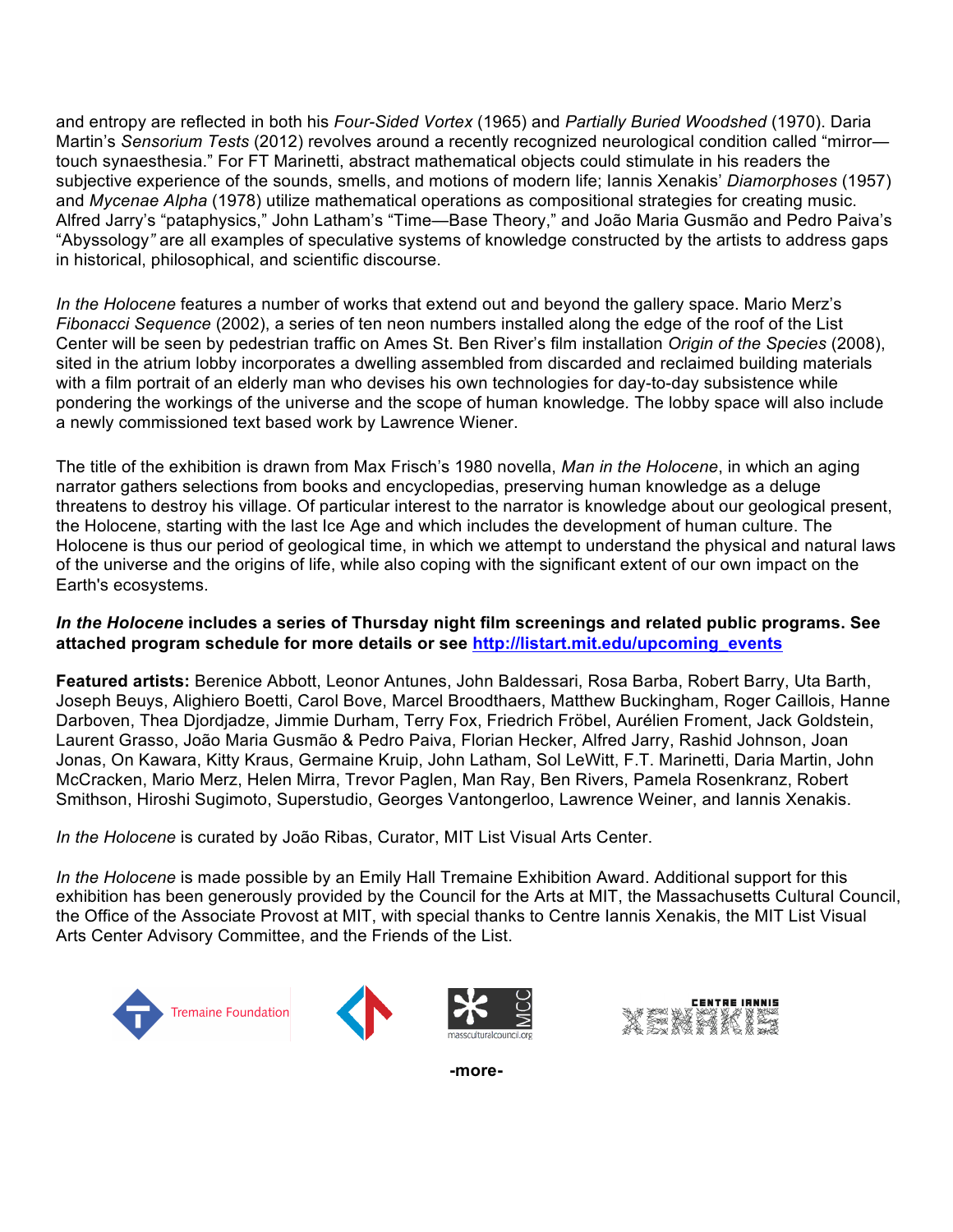and entropy are reflected in both his *Four-Sided Vortex* (1965) and *Partially Buried Woodshed* (1970). Daria Martin's *Sensorium Tests* (2012) revolves around a recently recognized neurological condition called "mirror—touch synaesthesia." For FT Marinetti, abstract mathematical objects could stimulate in his readers the subjective experience of the sounds, smells, and motions of modern life; Iannis Xenakis' *Diamorphoses* (1957) and *Mycenae Alpha* (1978) utilize mathematical operations as compositional strategies for creating music. Alfred Jarry's "pataphysics," John Latham's "Time—Base Theory," and João Maria Gusmão and Pedro Paiva's "Abyssology" are all examples of speculative systems of knowledge constructed by the artists to address gaps in historical, philosophical, and scientific discourse.

*In the Holocene* features a number of works that extend out and beyond the gallery space. Mario Merz's *Fibonacci Sequence* (2002), a series of ten neon numbers installed along the edge of the roof of the List Center will be seen by pedestrian traffic on Ames St. Ben River's film installation *Origin of the Species* (2008), sited in the atrium lobby incorporates a dwelling assembled from discarded and reclaimed building materials with a film portrait of an elderly man who devises his own technologies for day-to-day subsistence while pondering the workings of the universe and the scope of human knowledge. The lobby space will also include a newly commissioned text based work by Lawrence Wiener.

The title of the exhibition is drawn from Max Frisch's 1980 novella, *Man in the Holocene*, in which an aging narrator gathers selections from books and encyclopedias, preserving human knowledge as a deluge threatens to destroy his village. Of particular interest to the narrator is knowledge about our geological present, the Holocene, starting with the last Ice Age and which includes the development of human culture. The Holocene is thus our period of geological time, in which we attempt to understand the physical and natural laws of the universe and the origins of life, while also coping with the significant extent of our own impact on the Earth's ecosystems.

***In the Holocene* includes a series of Thursday night film screenings and related public programs. See attached program schedule for more details or see [http://listart.mit.edu/upcoming_events](http://listart.mit.edu/upcoming_events)**

**Featured artists:** Berenice Abbott, Leonor Antunes, John Baldessari, Rosa Barba, Robert Barry, Uta Barth, Joseph Beuys, Alighiero Boetti, Carol Bove, Marcel Broodthaers, Matthew Buckingham, Roger Caillois, Hanne Darboven, Thea Djordjadze, Jimmie Durham, Terry Fox, Friedrich Fröbel, Aurélien Froment, Jack Goldstein, Laurent Grasso, João Maria Gusmão & Pedro Paiva, Florian Hecker, Alfred Jarry, Rashid Johnson, Joan Jonas, On Kawara, Kitty Kraus, Germaine Kruip, John Latham, Sol LeWitt, F.T. Marinetti, Daria Martin, John McCracken, Mario Merz, Helen Mirra, Trevor Paglen, Man Ray, Ben Rivers, Pamela Rosenkranz, Robert Smithson, Hiroshi Sugimoto, Superstudio, Georges Vantongerloo, Lawrence Weiner, and Iannis Xenakis.

*In the Holocene* is curated by João Ribas, Curator, MIT List Visual Arts Center.

*In the Holocene* is made possible by an Emily Hall Tremaine Exhibition Award. Additional support for this exhibition has been generously provided by the Council for the Arts at MIT, the Massachusetts Cultural Council, the Office of the Associate Provost at MIT, with special thanks to Centre Iannis Xenakis, the MIT List Visual Arts Center Advisory Committee, and the Friends of the List.

Tremaine Foundation

masscuturalcouncil.org

CENTRE IANNIS XENAKIS

-more-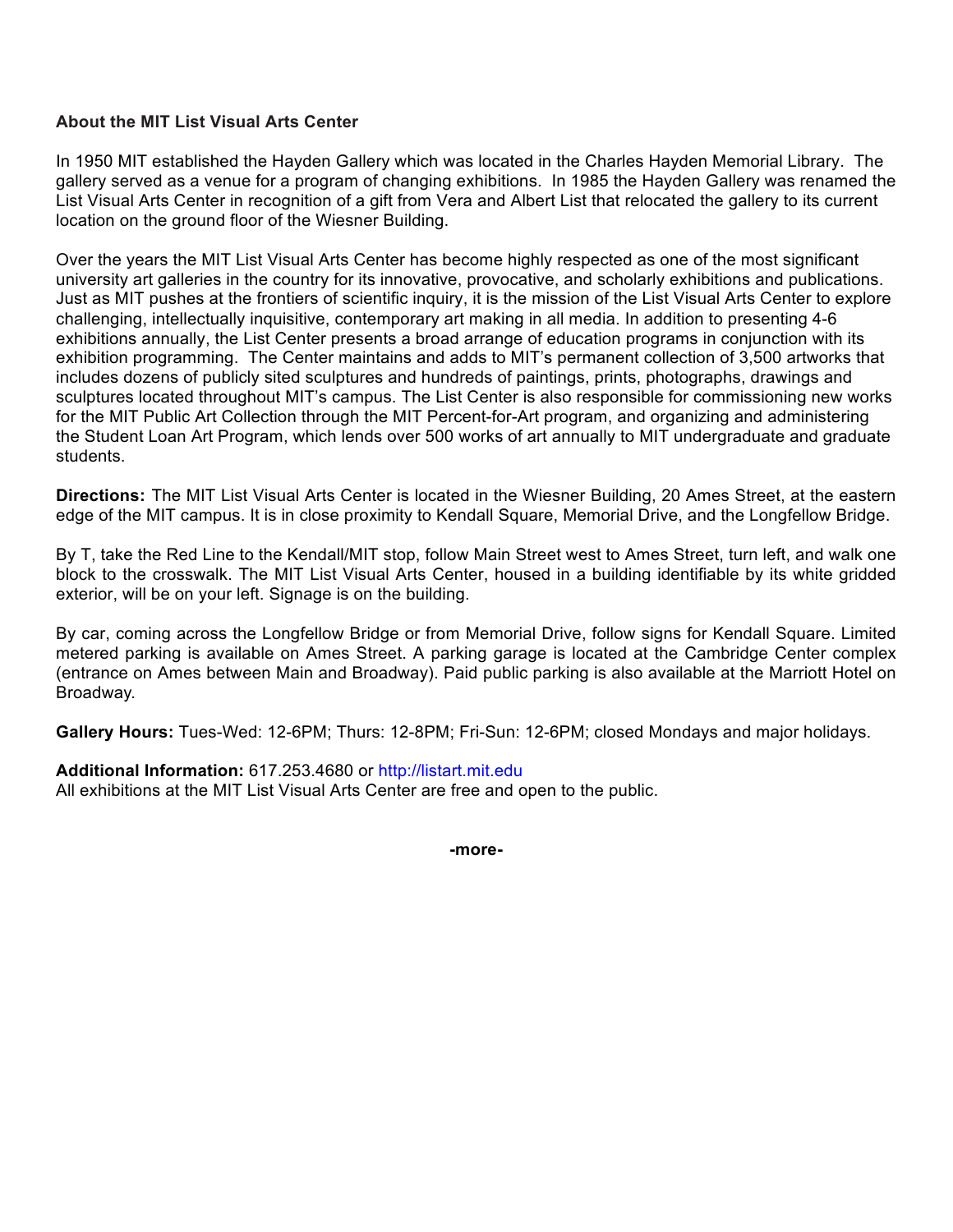**About the MIT List Visual Arts Center**

In 1950 MIT established the Hayden Gallery which was located in the Charles Hayden Memorial Library. The gallery served as a venue for a program of changing exhibitions. In 1985 the Hayden Gallery was renamed the List Visual Arts Center in recognition of a gift from Vera and Albert List that relocated the gallery to its current location on the ground floor of the Wiesner Building.

Over the years the MIT List Visual Arts Center has become highly respected as one of the most significant university art galleries in the country for its innovative, provocative, and scholarly exhibitions and publications. Just as MIT pushes at the frontiers of scientific inquiry, it is the mission of the List Visual Arts Center to explore challenging, intellectually inquisitive, contemporary art making in all media. In addition to presenting 4-6 exhibitions annually, the List Center presents a broad arrange of education programs in conjunction with its exhibition programming. The Center maintains and adds to MIT's permanent collection of 3,500 artworks that includes dozens of publicly sited sculptures and hundreds of paintings, prints, photographs, drawings and sculptures located throughout MIT's campus. The List Center is also responsible for commissioning new works for the MIT Public Art Collection through the MIT Percent-for-Art program, and organizing and administering the Student Loan Art Program, which lends over 500 works of art annually to MIT undergraduate and graduate students.

**Directions:** The MIT List Visual Arts Center is located in the Wiesner Building, 20 Ames Street, at the eastern edge of the MIT campus. It is in close proximity to Kendall Square, Memorial Drive, and the Longfellow Bridge.

By T, take the Red Line to the Kendall/MIT stop, follow Main Street west to Ames Street, turn left, and walk one block to the crosswalk. The MIT List Visual Arts Center, housed in a building identifiable by its white gridded exterior, will be on your left. Signage is on the building.

By car, coming across the Longfellow Bridge or from Memorial Drive, follow signs for Kendall Square. Limited metered parking is available on Ames Street. A parking garage is located at the Cambridge Center complex (entrance on Ames between Main and Broadway). Paid public parking is also available at the Marriott Hotel on Broadway.

**Gallery Hours:** Tues-Wed: 12-6PM; Thurs: 12-8PM; Fri-Sun: 12-6PM; closed Mondays and major holidays.

**Additional Information:** 617.253.4680 or http://listart.mit.edu
All exhibitions at the MIT List Visual Arts Center are free and open to the public.

**-more-**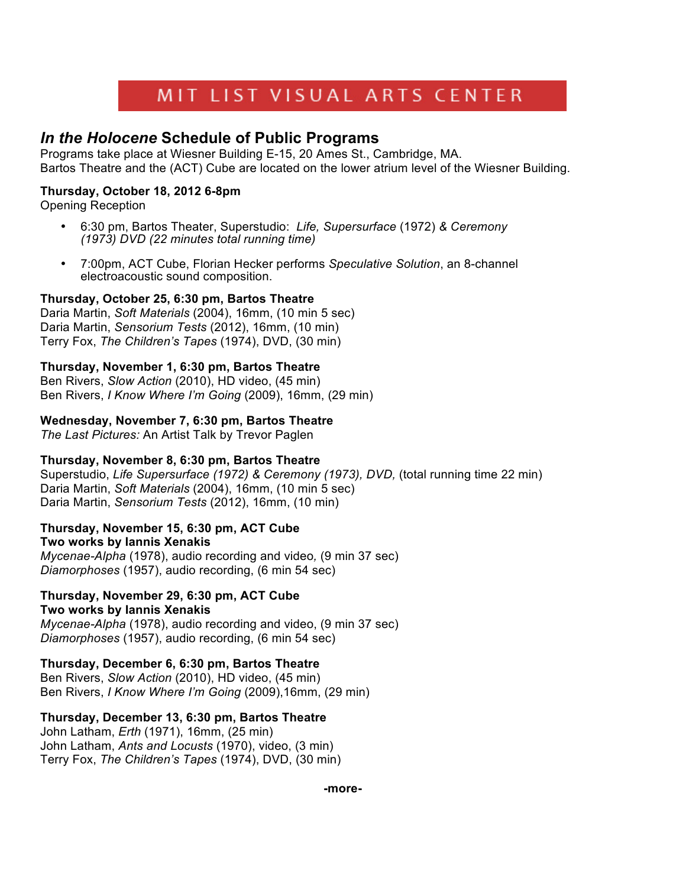# MIT LIST VISUAL ARTS CENTER

## *In the Holocene* Schedule of Public Programs

Programs take place at Wiesner Building E-15, 20 Ames St., Cambridge, MA.
Bartos Theatre and the (ACT) Cube are located on the lower atrium level of the Wiesner Building.

**Thursday, October 18, 2012 6-8pm**
Opening Reception

- 6:30 pm, Bartos Theater, Superstudio: *Life, Supersurface* (1972) *& Ceremony (1973) DVD (22 minutes total running time)*
- 7:00pm, ACT Cube, Florian Hecker performs *Speculative Solution*, an 8-channel electroacoustic sound composition.

**Thursday, October 25, 6:30 pm, Bartos Theatre**
Daria Martin, *Soft Materials* (2004), 16mm, (10 min 5 sec)
Daria Martin, *Sensorium Tests* (2012), 16mm, (10 min)
Terry Fox, *The Children's Tapes* (1974), DVD, (30 min)

**Thursday, November 1, 6:30 pm, Bartos Theatre**
Ben Rivers, *Slow Action* (2010), HD video, (45 min)
Ben Rivers, *I Know Where I'm Going* (2009), 16mm, (29 min)

**Wednesday, November 7, 6:30 pm, Bartos Theatre**
*The Last Pictures:* An Artist Talk by Trevor Paglen

**Thursday, November 8, 6:30 pm, Bartos Theatre**
Superstudio, *Life Supersurface (1972) & Ceremony (1973), DVD,* (total running time 22 min)
Daria Martin, *Soft Materials* (2004), 16mm, (10 min 5 sec)
Daria Martin, *Sensorium Tests* (2012), 16mm, (10 min)

**Thursday, November 15, 6:30 pm, ACT Cube**
**Two works by Iannis Xenakis**
*Mycenae-Alpha* (1978), audio recording and video, (9 min 37 sec)
*Diamorphoses* (1957), audio recording, (6 min 54 sec)

**Thursday, November 29, 6:30 pm, ACT Cube**
**Two works by Iannis Xenakis**
*Mycenae-Alpha* (1978), audio recording and video, (9 min 37 sec)
*Diamorphoses* (1957), audio recording, (6 min 54 sec)

**Thursday, December 6, 6:30 pm, Bartos Theatre**
Ben Rivers, *Slow Action* (2010), HD video, (45 min)
Ben Rivers, *I Know Where I'm Going* (2009),16mm, (29 min)

**Thursday, December 13, 6:30 pm, Bartos Theatre**
John Latham, *Erth* (1971), 16mm, (25 min)
John Latham, *Ants and Locusts* (1970), video, (3 min)
Terry Fox, *The Children's Tapes* (1974), DVD, (30 min)

**-more-**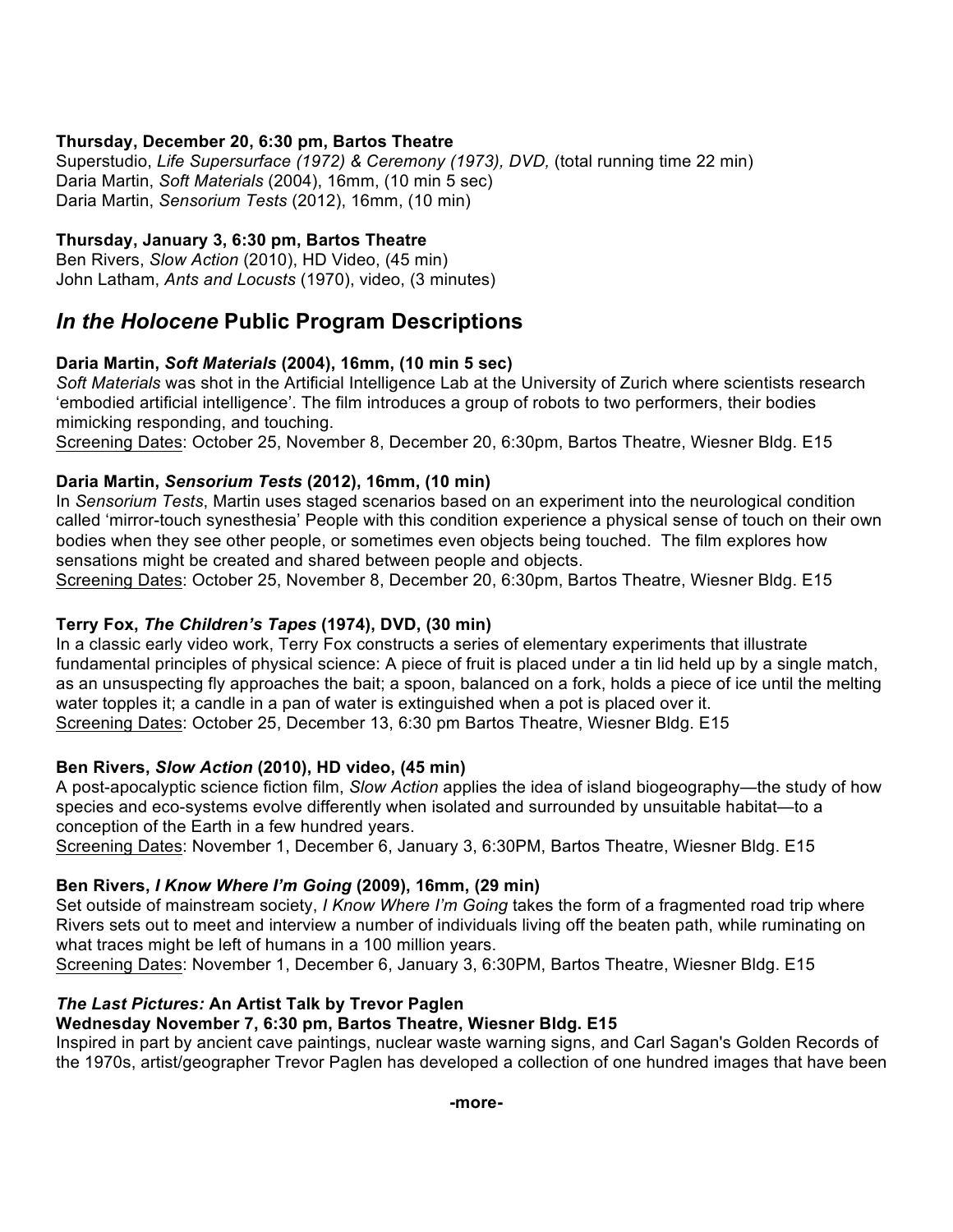**Thursday, December 20, 6:30 pm, Bartos Theatre**
Superstudio, *Life Supersurface (1972) & Ceremony (1973), DVD,* (total running time 22 min)
Daria Martin, *Soft Materials* (2004), 16mm, (10 min 5 sec)
Daria Martin, *Sensorium Tests* (2012), 16mm, (10 min)

**Thursday, January 3, 6:30 pm, Bartos Theatre**
Ben Rivers, *Slow Action* (2010), HD Video, (45 min)
John Latham, *Ants and Locusts* (1970), video, (3 minutes)

## *In the Holocene* Public Program Descriptions

**Daria Martin, *Soft Materials* (2004), 16mm, (10 min 5 sec)**
*Soft Materials* was shot in the Artificial Intelligence Lab at the University of Zurich where scientists research 'embodied artificial intelligence'. The film introduces a group of robots to two performers, their bodies mimicking responding, and touching.
Screening Dates: October 25, November 8, December 20, 6:30pm, Bartos Theatre, Wiesner Bldg. E15

**Daria Martin, *Sensorium Tests* (2012), 16mm, (10 min)**
In *Sensorium Tests*, Martin uses staged scenarios based on an experiment into the neurological condition called 'mirror-touch synesthesia' People with this condition experience a physical sense of touch on their own bodies when they see other people, or sometimes even objects being touched. The film explores how sensations might be created and shared between people and objects.
Screening Dates: October 25, November 8, December 20, 6:30pm, Bartos Theatre, Wiesner Bldg. E15

**Terry Fox, *The Children's Tapes* (1974), DVD, (30 min)**
In a classic early video work, Terry Fox constructs a series of elementary experiments that illustrate fundamental principles of physical science: A piece of fruit is placed under a tin lid held up by a single match, as an unsuspecting fly approaches the bait; a spoon, balanced on a fork, holds a piece of ice until the melting water topples it; a candle in a pan of water is extinguished when a pot is placed over it.
Screening Dates: October 25, December 13, 6:30 pm Bartos Theatre, Wiesner Bldg. E15

**Ben Rivers, *Slow Action* (2010), HD video, (45 min)**
A post-apocalyptic science fiction film, *Slow Action* applies the idea of island biogeography—the study of how species and eco-systems evolve differently when isolated and surrounded by unsuitable habitat—to a conception of the Earth in a few hundred years.
Screening Dates: November 1, December 6, January 3, 6:30PM, Bartos Theatre, Wiesner Bldg. E15

**Ben Rivers, *I Know Where I'm Going* (2009), 16mm, (29 min)**
Set outside of mainstream society, *I Know Where I'm Going* takes the form of a fragmented road trip where Rivers sets out to meet and interview a number of individuals living off the beaten path, while ruminating on what traces might be left of humans in a 100 million years.
Screening Dates: November 1, December 6, January 3, 6:30PM, Bartos Theatre, Wiesner Bldg. E15

***The Last Pictures:* An Artist Talk by Trevor Paglen**
**Wednesday November 7, 6:30 pm, Bartos Theatre, Wiesner Bldg. E15**
Inspired in part by ancient cave paintings, nuclear waste warning signs, and Carl Sagan's Golden Records of the 1970s, artist/geographer Trevor Paglen has developed a collection of one hundred images that have been

**-more-**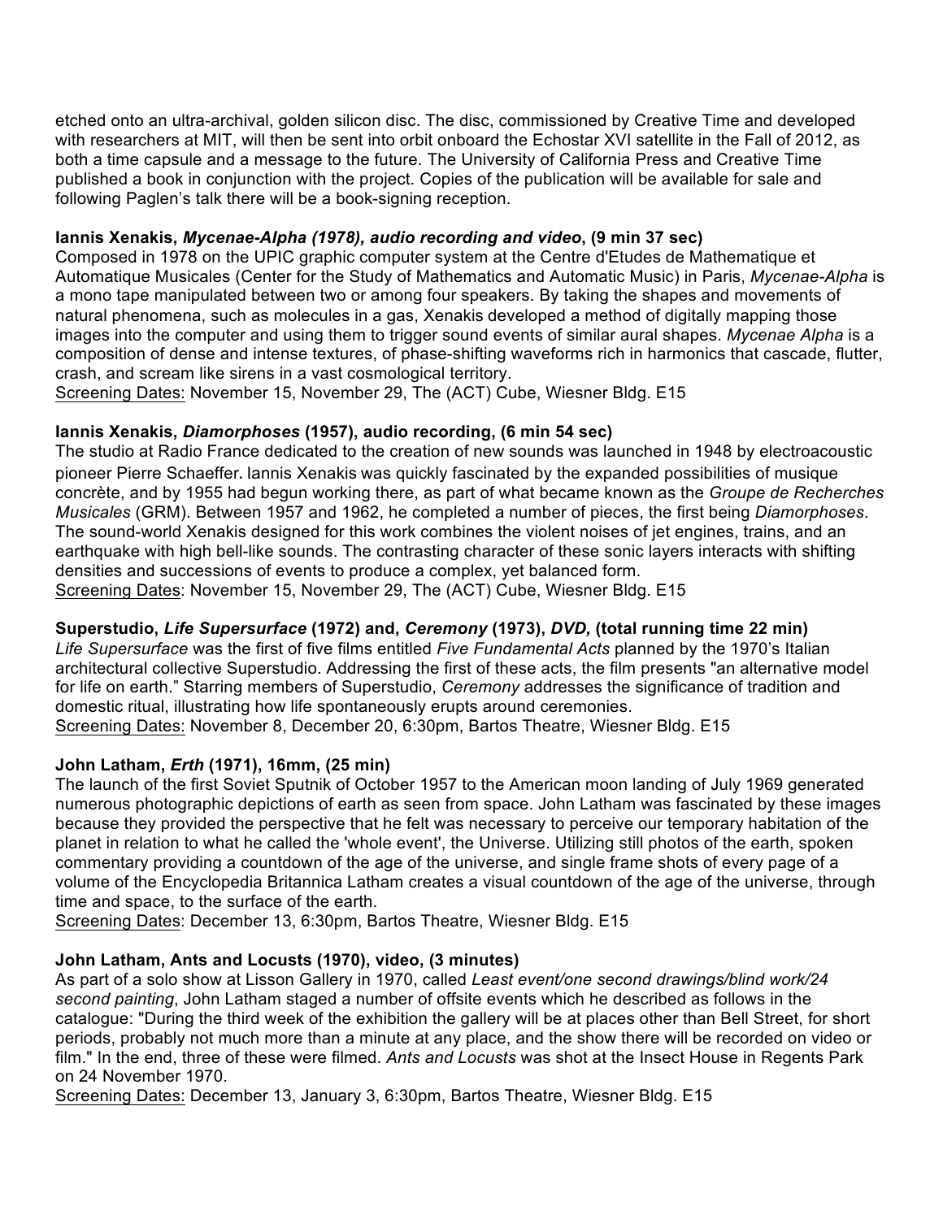etched onto an ultra-archival, golden silicon disc. The disc, commissioned by Creative Time and developed with researchers at MIT, will then be sent into orbit onboard the Echostar XVI satellite in the Fall of 2012, as both a time capsule and a message to the future. The University of California Press and Creative Time published a book in conjunction with the project. Copies of the publication will be available for sale and following Paglen's talk there will be a book-signing reception.

**Iannis Xenakis, *Mycenae-Alpha (1978), audio recording and video*, (9 min 37 sec)**
Composed in 1978 on the UPIC graphic computer system at the Centre d'Etudes de Mathematique et Automatique Musicales (Center for the Study of Mathematics and Automatic Music) in Paris, *Mycenae-Alpha* is a mono tape manipulated between two or among four speakers. By taking the shapes and movements of natural phenomena, such as molecules in a gas, Xenakis developed a method of digitally mapping those images into the computer and using them to trigger sound events of similar aural shapes. *Mycenae Alpha* is a composition of dense and intense textures, of phase-shifting waveforms rich in harmonics that cascade, flutter, crash, and scream like sirens in a vast cosmological territory.
Screening Dates: November 15, November 29, The (ACT) Cube, Wiesner Bldg. E15

**Iannis Xenakis, *Diamorphoses* (1957), audio recording, (6 min 54 sec)**
The studio at Radio France dedicated to the creation of new sounds was launched in 1948 by electroacoustic pioneer Pierre Schaeffer. Iannis Xenakis was quickly fascinated by the expanded possibilities of musique concrète, and by 1955 had begun working there, as part of what became known as the *Groupe de Recherches Musicales* (GRM). Between 1957 and 1962, he completed a number of pieces, the first being *Diamorphoses*. The sound-world Xenakis designed for this work combines the violent noises of jet engines, trains, and an earthquake with high bell-like sounds. The contrasting character of these sonic layers interacts with shifting densities and successions of events to produce a complex, yet balanced form.
Screening Dates: November 15, November 29, The (ACT) Cube, Wiesner Bldg. E15

**Superstudio, *Life Supersurface* (1972) and, *Ceremony* (1973), *DVD,* (total running time 22 min)**
*Life Supersurface* was the first of five films entitled *Five Fundamental Acts* planned by the 1970's Italian architectural collective Superstudio. Addressing the first of these acts, the film presents "an alternative model for life on earth." Starring members of Superstudio, *Ceremony* addresses the significance of tradition and domestic ritual, illustrating how life spontaneously erupts around ceremonies.
Screening Dates: November 8, December 20, 6:30pm, Bartos Theatre, Wiesner Bldg. E15

**John Latham, *Erth* (1971), 16mm, (25 min)**
The launch of the first Soviet Sputnik of October 1957 to the American moon landing of July 1969 generated numerous photographic depictions of earth as seen from space. John Latham was fascinated by these images because they provided the perspective that he felt was necessary to perceive our temporary habitation of the planet in relation to what he called the 'whole event', the Universe. Utilizing still photos of the earth, spoken commentary providing a countdown of the age of the universe, and single frame shots of every page of a volume of the Encyclopedia Britannica Latham creates a visual countdown of the age of the universe, through time and space, to the surface of the earth.
Screening Dates: December 13, 6:30pm, Bartos Theatre, Wiesner Bldg. E15

**John Latham, Ants and Locusts (1970), video, (3 minutes)**
As part of a solo show at Lisson Gallery in 1970, called *Least event/one second drawings/blind work/24 second painting*, John Latham staged a number of offsite events which he described as follows in the catalogue: "During the third week of the exhibition the gallery will be at places other than Bell Street, for short periods, probably not much more than a minute at any place, and the show there will be recorded on video or film." In the end, three of these were filmed. *Ants and Locusts* was shot at the Insect House in Regents Park on 24 November 1970.
Screening Dates: December 13, January 3, 6:30pm, Bartos Theatre, Wiesner Bldg. E15